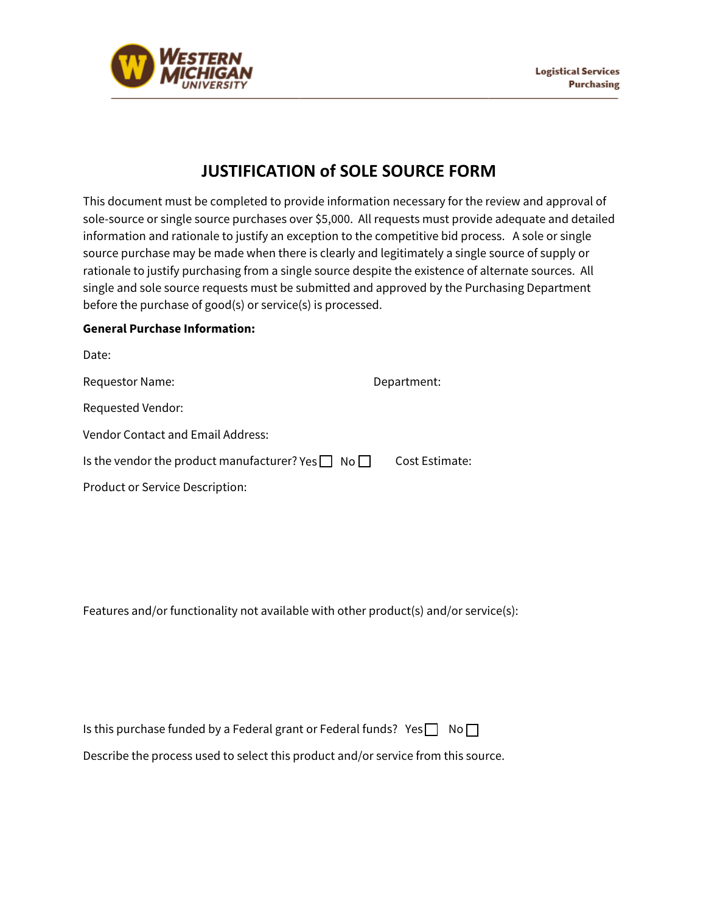# JUSTIFICATION of SOLE SOURCE FORM

This document must be completed to provide information necessary for the review and approval of sole-source or single source purchases over $5,000. All requests must provide adequate and detailed information and rationale to justify an exception to the competitive bid process. A sole or single source purchase may be made when there is clearly and legitimately a single source of supply or rationale to justify purchasing from a single source despite the existence of alternate sources. All single and sole source requests must be submitted and approved by the Purchasing Department before the purchase of good(s) or service(s) is processed.

**General Purchase Information:**

Date:

Requestor Name: Department:

Requested Vendor:

Vendor Contact and Email Address:

Is the vendor the product manufacturer? Yes ☐ No ☐ Cost Estimate:

Product or Service Description:

Features and/or functionality not available with other product(s) and/or service(s):

Is this purchase funded by a Federal grant or Federal funds? Yes ☐ No ☐

Describe the process used to select this product and/or service from this source.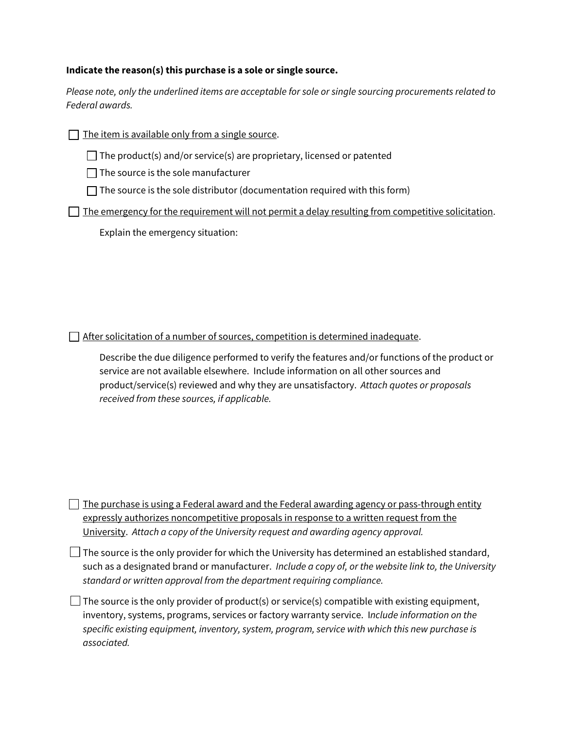**Indicate the reason(s) this purchase is a sole or single source.**

*Please note, only the underlined items are acceptable for sole or single sourcing procurements related to Federal awards.*

- ☐ <u>The item is available only from a single source</u>.
  - ☐ The product(s) and/or service(s) are proprietary, licensed or patented
  - ☐ The source is the sole manufacturer
  - ☐ The source is the sole distributor (documentation required with this form)
- ☐ <u>The emergency for the requirement will not permit a delay resulting from competitive solicitation</u>.

  Explain the emergency situation:

- ☐ <u>After solicitation of a number of sources, competition is determined inadequate</u>.

  Describe the due diligence performed to verify the features and/or functions of the product or service are not available elsewhere. Include information on all other sources and product/service(s) reviewed and why they are unsatisfactory. *Attach quotes or proposals received from these sources, if applicable.*

- ☐ <u>The purchase is using a Federal award and the Federal awarding agency or pass-through entity expressly authorizes noncompetitive proposals in response to a written request from the University</u>. *Attach a copy of the University request and awarding agency approval.*
- ☐ The source is the only provider for which the University has determined an established standard, such as a designated brand or manufacturer. *Include a copy of, or the website link to, the University standard or written approval from the department requiring compliance.*
- ☐ The source is the only provider of product(s) or service(s) compatible with existing equipment, inventory, systems, programs, services or factory warranty service. I*nclude information on the specific existing equipment, inventory, system, program, service with which this new purchase is associated.*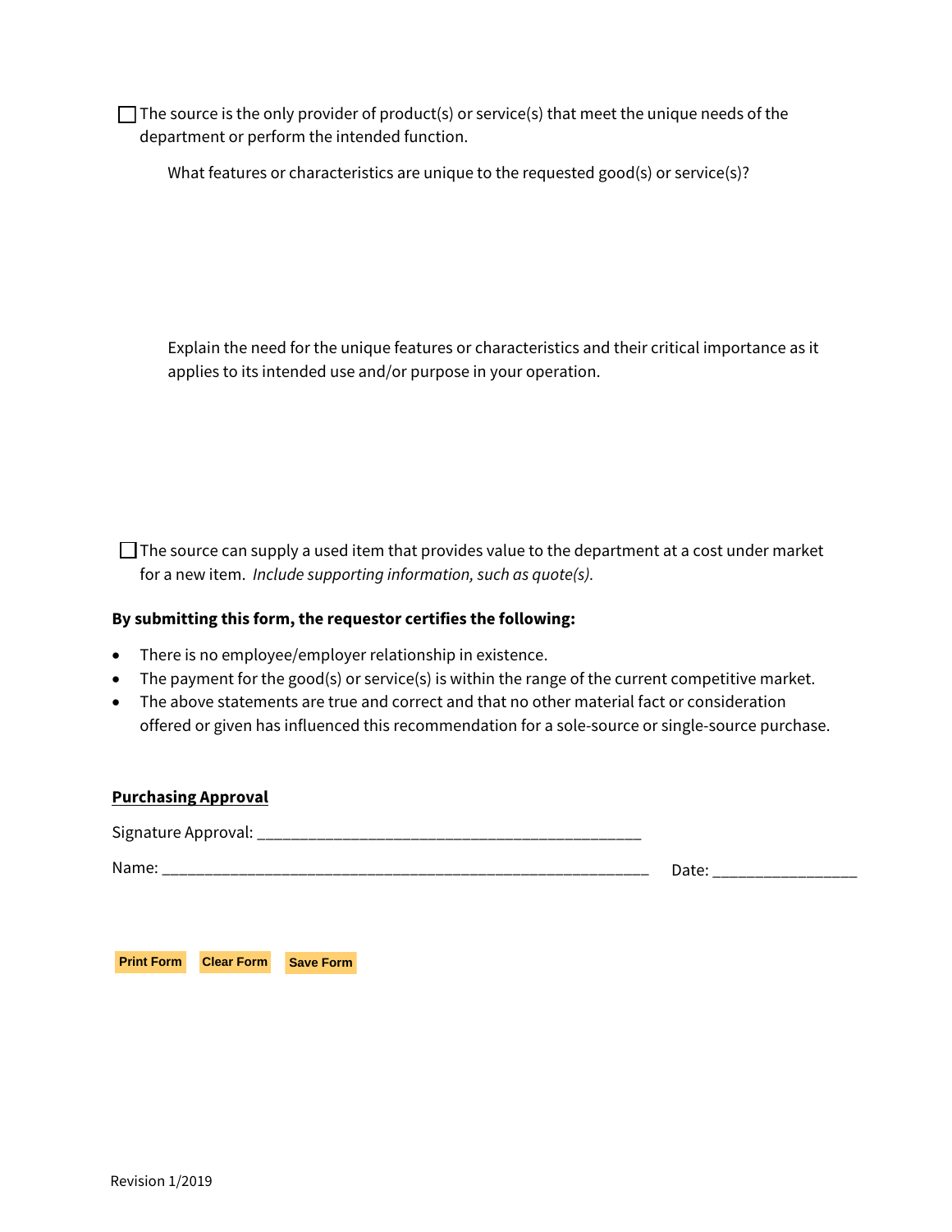☐ The source is the only provider of product(s) or service(s) that meet the unique needs of the department or perform the intended function.

What features or characteristics are unique to the requested good(s) or service(s)?

Explain the need for the unique features or characteristics and their critical importance as it applies to its intended use and/or purpose in your operation.

☐ The source can supply a used item that provides value to the department at a cost under market for a new item. *Include supporting information, such as quote(s).*

**By submitting this form, the requestor certifies the following:**

- There is no employee/employer relationship in existence.
- The payment for the good(s) or service(s) is within the range of the current competitive market.
- The above statements are true and correct and that no other material fact or consideration offered or given has influenced this recommendation for a sole-source or single-source purchase.

**Purchasing Approval**

Signature Approval: ____________________________________________

Name: _________________________________________________________ Date: ________________

Print Form Clear Form Save Form

Revision 1/2019